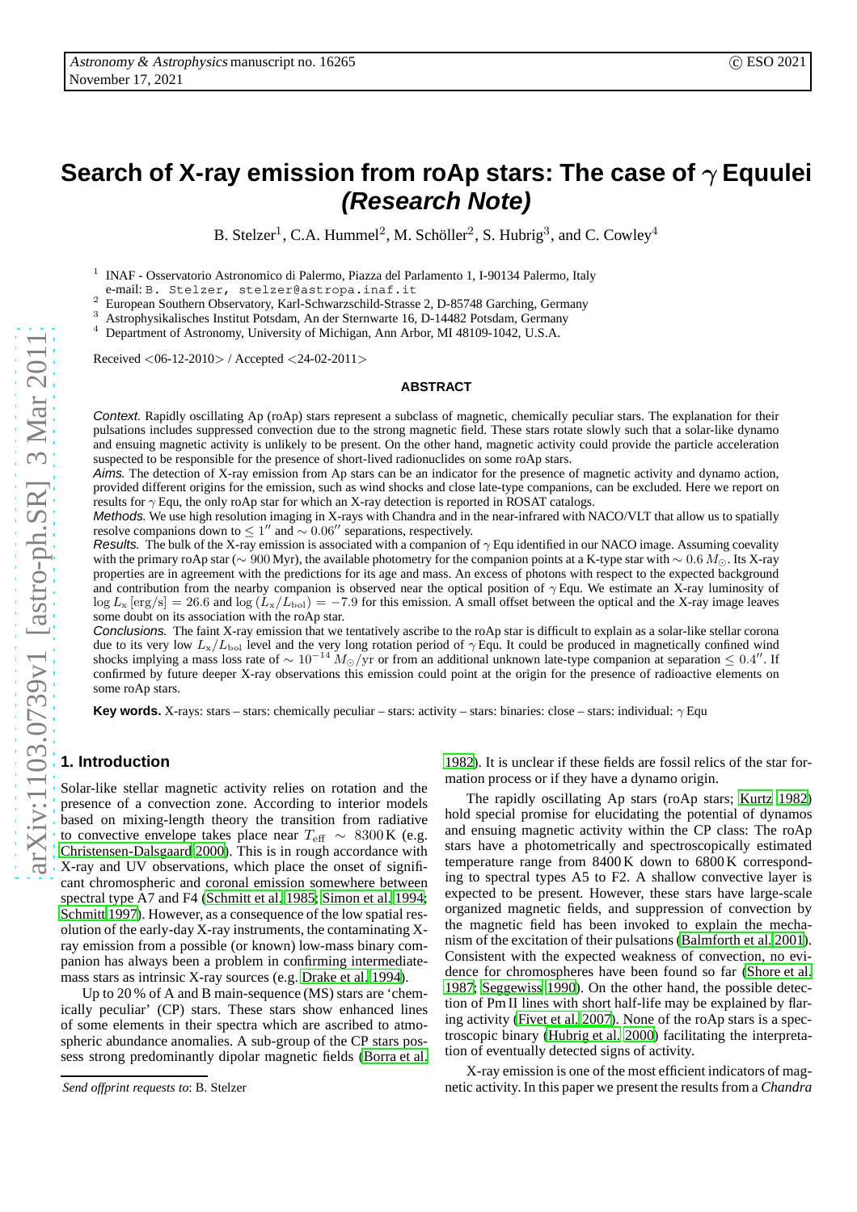# Search of X-ray emission from roAp stars: The case of $\gamma$ Equulei *(Research Note)*

B. Stelzer[1], C.A. Hummel[2], M. Schöller[2], S. Hubrig[3], and C. Cowley[4]

[1] INAF - Osservatorio Astronomico di Palermo, Piazza del Parlamento 1, I-90134 Palermo, Italy
e-mail: B. Stelzer, stelzer@astropa.inaf.it

[2] European Southern Observatory, Karl-Schwarzschild-Strasse 2, D-85748 Garching, Germany

[3] Astrophysikalisches Institut Potsdam, An der Sternwarte 16, D-14482 Potsdam, Germany

[4] Department of Astronomy, University of Michigan, Ann Arbor, MI 48109-1042, U.S.A.

Received <06-12-2010> / Accepted <24-02-2011>

## ABSTRACT

*Context.* Rapidly oscillating Ap (roAp) stars represent a subclass of magnetic, chemically peculiar stars. The explanation for their pulsations includes suppressed convection due to the strong magnetic field. These stars rotate slowly such that a solar-like dynamo and ensuing magnetic activity is unlikely to be present. On the other hand, magnetic activity could provide the particle acceleration suspected to be responsible for the presence of short-lived radionuclides on some roAp stars.

*Aims.* The detection of X-ray emission from Ap stars can be an indicator for the presence of magnetic activity and dynamo action, provided different origins for the emission, such as wind shocks and close late-type companions, can be excluded. Here we report on results for $\gamma$ Equ, the only roAp star for which an X-ray detection is reported in ROSAT catalogs.

*Methods.* We use high resolution imaging in X-rays with Chandra and in the near-infrared with NACO/VLT that allow us to spatially resolve companions down to $\leq 1''$ and $\sim 0.06''$ separations, respectively.

*Results.* The bulk of the X-ray emission is associated with a companion of $\gamma$ Equ identified in our NACO image. Assuming coevality with the primary roAp star ($\sim 900$ Myr), the available photometry for the companion points at a K-type star with $\sim 0.6\,M_\odot$. Its X-ray properties are in agreement with the predictions for its age and mass. An excess of photons with respect to the expected background and contribution from the nearby companion is observed near the optical position of $\gamma$ Equ. We estimate an X-ray luminosity of $\log L_x\,[{\rm erg/s}] = 26.6$ and $\log{(L_x/L_{\rm bol})} = -7.9$ for this emission. A small offset between the optical and the X-ray image leaves some doubt on its association with the roAp star.

*Conclusions.* The faint X-ray emission that we tentatively ascribe to the roAp star is difficult to explain as a solar-like stellar corona due to its very low $L_x/L_{\rm bol}$ level and the very long rotation period of $\gamma$ Equ. It could be produced in magnetically confined wind shocks implying a mass loss rate of $\sim 10^{-14}\,M_\odot/{\rm yr}$ or from an additional unknown late-type companion at separation $\leq 0.4''$. If confirmed by future deeper X-ray observations this emission could point at the origin for the presence of radioactive elements on some roAp stars.

**Key words.** X-rays: stars – stars: chemically peculiar – stars: activity – stars: binaries: close – stars: individual: $\gamma$ Equ

## 1. Introduction

Solar-like stellar magnetic activity relies on rotation and the presence of a convection zone. According to interior models based on mixing-length theory the transition from radiative to convective envelope takes place near $T_{\rm eff} \sim 8300$ K (e.g. Christensen-Dalsgaard 2000). This is in rough accordance with X-ray and UV observations, which place the onset of significant chromospheric and coronal emission somewhere between spectral type A7 and F4 (Schmitt et al. 1985; Simon et al. 1994; Schmitt 1997). However, as a consequence of the low spatial resolution of the early-day X-ray instruments, the contaminating X-ray emission from a possible (or known) low-mass binary companion has always been a problem in confirming intermediate-mass stars as intrinsic X-ray sources (e.g. Drake et al. 1994).

Up to 20 % of A and B main-sequence (MS) stars are 'chemically peculiar' (CP) stars. These stars show enhanced lines of some elements in their spectra which are ascribed to atmospheric abundance anomalies. A sub-group of the CP stars possess strong predominantly dipolar magnetic fields (Borra et al. 1982). It is unclear if these fields are fossil relics of the star formation process or if they have a dynamo origin.

The rapidly oscillating Ap stars (roAp stars; Kurtz 1982) hold special promise for elucidating the potential of dynamos and ensuing magnetic activity within the CP class: The roAp stars have a photometrically and spectroscopically estimated temperature range from 8400 K down to 6800 K corresponding to spectral types A5 to F2. A shallow convective layer is expected to be present. However, these stars have large-scale organized magnetic fields, and suppression of convection by the magnetic field has been invoked to explain the mechanism of the excitation of their pulsations (Balmforth et al. 2001). Consistent with the expected weakness of convection, no evidence for chromospheres have been found so far (Shore et al. 1987; Seggewiss 1990). On the other hand, the possible detection of Pm II lines with short half-life may be explained by flaring activity (Fivet et al. 2007). None of the roAp stars is a spectroscopic binary (Hubrig et al. 2000) facilitating the interpretation of eventually detected signs of activity.

X-ray emission is one of the most efficient indicators of magnetic activity. In this paper we present the results from a *Chandra*

*Send offprint requests to*: B. Stelzer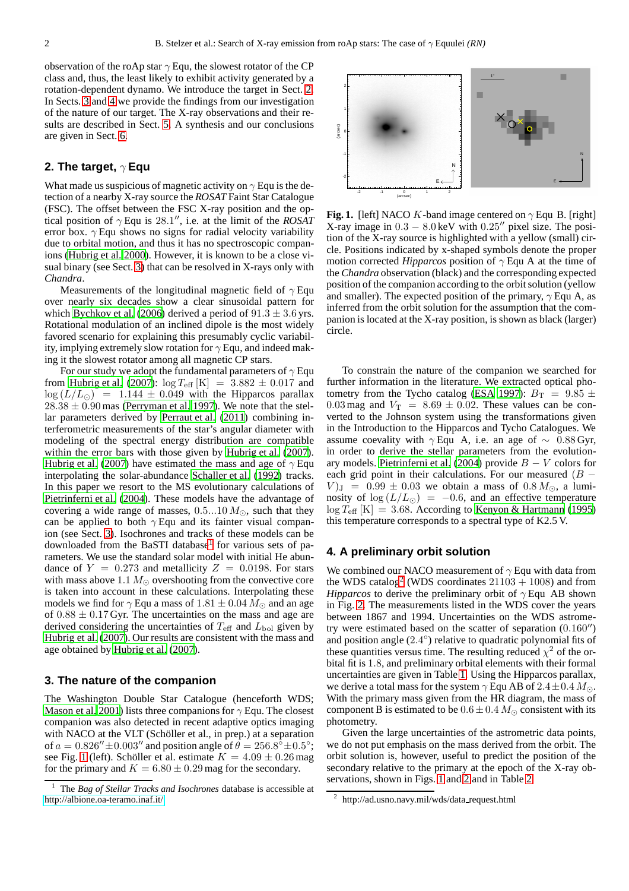observation of the roAp star $\gamma$ Equ, the slowest rotator of the CP class and, thus, the least likely to exhibit activity generated by a rotation-dependent dynamo. We introduce the target in Sect. 2. In Sects. 3 and 4 we provide the findings from our investigation of the nature of our target. The X-ray observations and their results are described in Sect. 5. A synthesis and our conclusions are given in Sect. 6.

## 2. The target, $\gamma$ Equ

What made us suspicious of magnetic activity on $\gamma$ Equ is the detection of a nearby X-ray source the *ROSAT* Faint Star Catalogue (FSC). The offset between the FSC X-ray position and the optical position of $\gamma$ Equ is $28.1''$, i.e. at the limit of the *ROSAT* error box. $\gamma$ Equ shows no signs for radial velocity variability due to orbital motion, and thus it has no spectroscopic companions (Hubrig et al. 2000). However, it is known to be a close visual binary (see Sect. 3) that can be resolved in X-rays only with *Chandra*.

Measurements of the longitudinal magnetic field of $\gamma$ Equ over nearly six decades show a clear sinusoidal pattern for which Bychkov et al. (2006) derived a period of $91.3 \pm 3.6$ yrs. Rotational modulation of an inclined dipole is the most widely favored scenario for explaining this presumably cyclic variability, implying extremely slow rotation for $\gamma$ Equ, and indeed making it the slowest rotator among all magnetic CP stars.

For our study we adopt the fundamental parameters of $\gamma$ Equ from Hubrig et al. (2007): $\log T_{\rm eff}\,[{\rm K}] = 3.882 \pm 0.017$ and $\log{(L/L_{\odot})} = 1.144 \pm 0.049$ with the Hipparcos parallax $28.38 \pm 0.90$ mas (Perryman et al. 1997). We note that the stellar parameters derived by Perraut et al. (2011) combining interferometric measurements of the star's angular diameter with modeling of the spectral energy distribution are compatible within the error bars with those given by Hubrig et al. (2007). Hubrig et al. (2007) have estimated the mass and age of $\gamma$ Equ interpolating the solar-abundance Schaller et al. (1992) tracks. In this paper we resort to the MS evolutionary calculations of Pietrinferni et al. (2004). These models have the advantage of covering a wide range of masses, $0.5...10\,M_{\odot}$, such that they can be applied to both $\gamma$ Equ and its fainter visual companion (see Sect. 3). Isochrones and tracks of these models can be downloaded from the BaSTI database[1] for various sets of parameters. We use the standard solar model with initial He abundance of $Y = 0.273$ and metallicity $Z = 0.0198$. For stars with mass above $1.1\,M_{\odot}$ overshooting from the convective core is taken into account in these calculations. Interpolating these models we find for $\gamma$ Equ a mass of $1.81 \pm 0.04\,M_{\odot}$ and an age of $0.88 \pm 0.17$ Gyr. The uncertainties on the mass and age are derived considering the uncertainties of $T_{\rm eff}$ and $L_{\rm bol}$ given by Hubrig et al. (2007). Our results are consistent with the mass and age obtained by Hubrig et al. (2007).

## 3. The nature of the companion

The Washington Double Star Catalogue (henceforth WDS; Mason et al. 2001) lists three companions for $\gamma$ Equ. The closest companion was also detected in recent adaptive optics imaging with NACO at the VLT (Schöller et al., in prep.) at a separation of $a = 0.826'' \pm 0.003''$ and position angle of $\theta = 256.8^{\circ} \pm 0.5^{\circ}$; see Fig. 1 (left). Schöller et al. estimate $K = 4.09 \pm 0.26$ mag for the primary and $K = 6.80 \pm 0.29$ mag for the secondary.

[1] The *Bag of Stellar Tracks and Isochrones* database is accessible at http://albione.oa-teramo.inaf.it/

**Fig. 1.** [left] NACO $K$-band image centered on $\gamma$ Equ B. [right] X-ray image in $0.3 - 8.0$ keV with $0.25''$ pixel size. The position of the X-ray source is highlighted with a yellow (small) circle. Positions indicated by x-shaped symbols denote the proper motion corrected *Hipparcos* position of $\gamma$ Equ A at the time of the *Chandra* observation (black) and the corresponding expected position of the companion according to the orbit solution (yellow and smaller). The expected position of the primary, $\gamma$ Equ A, as inferred from the orbit solution for the assumption that the companion is located at the X-ray position, is shown as black (larger) circle.

To constrain the nature of the companion we searched for further information in the literature. We extracted optical photometry from the Tycho catalog (ESA 1997): $B_{\rm T} = 9.85 \pm 0.03$ mag and $V_{\rm T} = 8.69 \pm 0.02$. These values can be converted to the Johnson system using the transformations given in the Introduction to the Hipparcos and Tycho Catalogues. We assume coevality with $\gamma$ Equ A, i.e. an age of $\sim 0.88$ Gyr, in order to derive the stellar parameters from the evolutionary models. Pietrinferni et al. (2004) provide $B-V$ colors for each grid point in their calculations. For our measured $(B - V)_{\rm J} = 0.99 \pm 0.03$ we obtain a mass of $0.8\,M_{\odot}$, a luminosity of $\log{(L/L_{\odot})} = -0.6$, and an effective temperature $\log T_{\rm eff}\,[{\rm K}] = 3.68$. According to Kenyon & Hartmann (1995) this temperature corresponds to a spectral type of K2.5 V.

## 4. A preliminary orbit solution

We combined our NACO measurement of $\gamma$ Equ with data from the WDS catalog[2] (WDS coordinates 21103 + 1008) and from *Hipparcos* to derive the preliminary orbit of $\gamma$ Equ AB shown in Fig. 2. The measurements listed in the WDS cover the years between 1867 and 1994. Uncertainties on the WDS astrometry were estimated based on the scatter of separation ($0.160''$) and position angle ($2.4^{\circ}$) relative to quadratic polynomial fits of these quantities versus time. The resulting reduced $\chi^2$ of the orbital fit is 1.8, and preliminary orbital elements with their formal uncertainties are given in Table 1. Using the Hipparcos parallax, we derive a total mass for the system $\gamma$ Equ AB of $2.4 \pm 0.4\,M_{\odot}$. With the primary mass given from the HR diagram, the mass of component B is estimated to be $0.6 \pm 0.4\,M_{\odot}$ consistent with its photometry.

Given the large uncertainties of the astrometric data points, we do not put emphasis on the mass derived from the orbit. The orbit solution is, however, useful to predict the position of the secondary relative to the primary at the epoch of the X-ray observations, shown in Figs. 1 and 2 and in Table 2.

[2] http://ad.usno.navy.mil/wds/data_request.html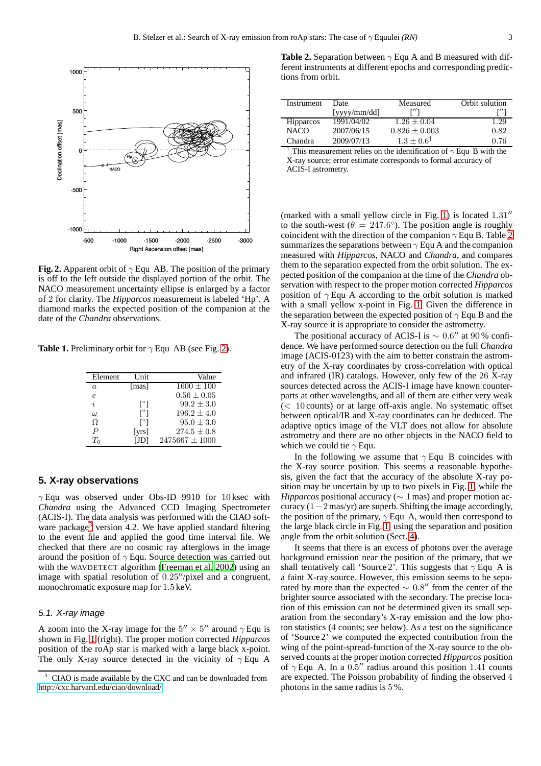Fig. 2. Apparent orbit of $\gamma$ Equ AB. The position of the primary is off to the left outside the displayed portion of the orbit. The NACO measurement uncertainty ellipse is enlarged by a factor of 2 for clarity. The *Hipparcos* measurement is labeled 'Hp'. A diamond marks the expected position of the companion at the date of the *Chandra* observations.

**Table 1.** Preliminary orbit for $\gamma$ Equ AB (see Fig. 2).

| Element | Unit | Value |
|---|---|---|
| $a$ | [mas] | $1600 \pm 100$ |
| $e$ | | $0.56 \pm 0.05$ |
| $i$ | [°] | $99.2 \pm 3.0$ |
| $\omega$ | [°] | $196.2 \pm 4.0$ |
| $\Omega$ | [°] | $95.0 \pm 3.0$ |
| $P$ | [yrs] | $274.5 \pm 0.8$ |
| $T_0$ | [JD] | $2475667 \pm 1000$ |

## 5. X-ray observations

$\gamma$ Equ was observed under Obs-ID 9910 for 10 ksec with *Chandra* using the Advanced CCD Imaging Spectrometer (ACIS-I). The data analysis was performed with the CIAO software package[3] version 4.2. We have applied standard filtering to the event file and applied the good time interval file. We checked that there are no cosmic ray afterglows in the image around the position of $\gamma$ Equ. Source detection was carried out with the WAVDETECT algorithm (Freeman et al. 2002) using an image with spatial resolution of $0.25''$/pixel and a congruent, monochromatic exposure map for 1.5 keV.

### 5.1. X-ray image

A zoom into the X-ray image for the $5'' \times 5''$ around $\gamma$ Equ is shown in Fig. 1 (right). The proper motion corrected *Hipparcos* position of the roAp star is marked with a large black x-point. The only X-ray source detected in the vicinity of $\gamma$ Equ A (marked with a small yellow circle in Fig. 1) is located $1.31''$ to the south-west ($\theta = 247.6°$). The position angle is roughly coincident with the direction of the companion $\gamma$ Equ B. Table 2 summarizes the separations between $\gamma$ Equ A and the companion measured with *Hipparcos*, NACO and *Chandra*, and compares them to the separation expected from the orbit solution. The expected position of the companion at the time of the *Chandra* observation with respect to the proper motion corrected *Hipparcos* position of $\gamma$ Equ A according to the orbit solution is marked with a small yellow x-point in Fig. 1. Given the difference in the separation between the expected position of $\gamma$ Equ B and the X-ray source it is appropriate to consider the astrometry.

**Table 2.** Separation between $\gamma$ Equ A and B measured with different instruments at different epochs and corresponding predictions from orbit.

| Instrument | Date [yyyy/mm/dd] | Measured [$''$] | Orbit solution [$''$] |
|---|---|---|---|
| Hipparcos | 1991/04/02 | $1.26 \pm 0.04$ | 1.29 |
| NACO | 2007/06/15 | $0.826 \pm 0.003$ | 0.82 |
| Chandra | 2009/07/13 | $1.3 \pm 0.6^{\dagger}$ | 0.76 |

$^{\dagger}$ This measurement relies on the identification of $\gamma$ Equ B with the X-ray source; error estimate corresponds to formal accuracy of ACIS-I astrometry.

The positional accuracy of ACIS-I is $\sim 0.6''$ at 90 % confidence. We have performed source detection on the full *Chandra* image (ACIS-0123) with the aim to better constrain the astrometry of the X-ray coordinates by cross-correlation with optical and infrared (IR) catalogs. However, only few of the 26 X-ray sources detected across the ACIS-I image have known counterparts at other wavelengths, and all of them are either very weak ($< 10$ counts) or at large off-axis angle. No systematic offset between optical/IR and X-ray coordinates can be deduced. The adaptive optics image of the VLT does not allow for absolute astrometry and there are no other objects in the NACO field to which we could tie $\gamma$ Equ.

In the following we assume that $\gamma$ Equ B coincides with the X-ray source position. This seems a reasonable hypothesis, given the fact that the accuracy of the absolute X-ray position may be uncertain by up to two pixels in Fig. 1, while the *Hipparcos* positional accuracy ($\sim 1$ mas) and proper motion accuracy ($1-2$ mas/yr) are superb. Shifting the image accordingly, the position of the primary, $\gamma$ Equ A, would then correspond to the large black circle in Fig. 1, using the separation and position angle from the orbit solution (Sect. 4).

It seems that there is an excess of photons over the average background emission near the position of the primary, that we shall tentatively call 'Source 2'. This suggests that $\gamma$ Equ A is a faint X-ray source. However, this emission seems to be separated by more than the expected $\sim 0.8''$ from the center of the brighter source associated with the secondary. The precise location of this emission can not be determined given its small separation from the secondary's X-ray emission and the low photon statistics (4 counts; see below). As a test on the significance of 'Source 2' we computed the expected contribution from the wing of the point-spread-function of the X-ray source to the observed counts at the proper motion corrected *Hipparcos* position of $\gamma$ Equ A. In a $0.5''$ radius around this position 1.41 counts are expected. The Poisson probability of finding the observed 4 photons in the same radius is 5 %.

[3] CIAO is made available by the CXC and can be downloaded from http://cxc.harvard.edu/ciao/download/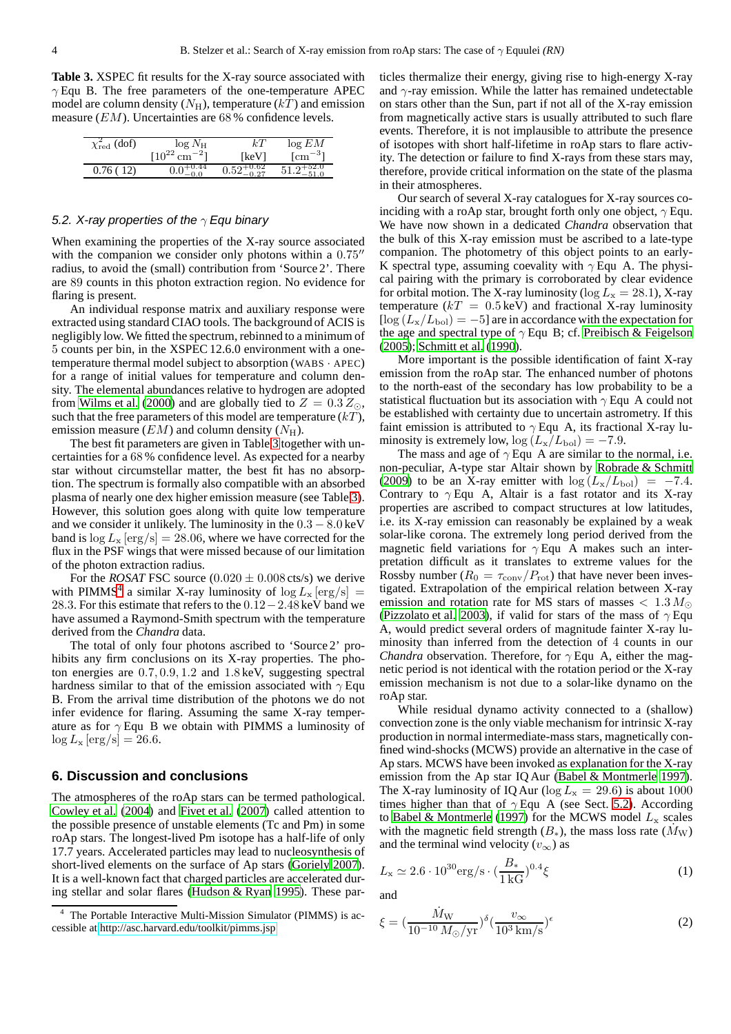**Table 3.** XSPEC fit results for the X-ray source associated with $\gamma$ Equ B. The free parameters of the one-temperature APEC model are column density ($N_{\rm H}$), temperature ($kT$) and emission measure ($EM$). Uncertainties are 68 % confidence levels.

| $\chi^2_{\rm red}$ (dof) | $\log N_{\rm H}$ $[10^{22}\,{\rm cm}^{-2}]$ | $kT$ [keV] | $\log EM$ $[{\rm cm}^{-3}]$ |
|---|---|---|---|
| 0.76 ( 12) | $0.0^{+0.44}_{-0.0}$ | $0.52^{+0.62}_{-0.27}$ | $51.2^{+52.0}_{-51.0}$ |

### 5.2. X-ray properties of the $\gamma$ Equ binary

When examining the properties of the X-ray source associated with the companion we consider only photons within a $0.75''$ radius, to avoid the (small) contribution from 'Source 2'. There are 89 counts in this photon extraction region. No evidence for flaring is present.

An individual response matrix and auxiliary response were extracted using standard CIAO tools. The background of ACIS is negligibly low. We fitted the spectrum, rebinned to a minimum of 5 counts per bin, in the XSPEC 12.6.0 environment with a one-temperature thermal model subject to absorption (WABS · APEC) for a range of initial values for temperature and column density. The elemental abundances relative to hydrogen are adopted from Wilms et al. (2000) and are globally tied to $Z = 0.3\,Z_\odot$, such that the free parameters of this model are temperature ($kT$), emission measure ($EM$) and column density ($N_{\rm H}$).

The best fit parameters are given in Table 3 together with uncertainties for a 68 % confidence level. As expected for a nearby star without circumstellar matter, the best fit has no absorption. The spectrum is formally also compatible with an absorbed plasma of nearly one dex higher emission measure (see Table 3). However, this solution goes along with quite low temperature and we consider it unlikely. The luminosity in the $0.3-8.0$ keV band is $\log L_{\rm x}\,[{\rm erg/s}] = 28.06$, where we have corrected for the flux in the PSF wings that were missed because of our limitation of the photon extraction radius.

For the *ROSAT* FSC source ($0.020 \pm 0.008$ cts/s) we derive with PIMMS[4] a similar X-ray luminosity of $\log L_{\rm x}\,[{\rm erg/s}] = 28.3$. For this estimate that refers to the $0.12-2.48$ keV band we have assumed a Raymond-Smith spectrum with the temperature derived from the *Chandra* data.

The total of only four photons ascribed to 'Source 2' prohibits any firm conclusions on its X-ray properties. The photon energies are $0.7, 0.9, 1.2$ and $1.8$ keV, suggesting spectral hardness similar to that of the emission associated with $\gamma$ Equ B. From the arrival time distribution of the photons we do not infer evidence for flaring. Assuming the same X-ray temperature as for $\gamma$ Equ B we obtain with PIMMS a luminosity of $\log L_{\rm x}\,[{\rm erg/s}] = 26.6$.

## 6. Discussion and conclusions

The atmospheres of the roAp stars can be termed pathological. Cowley et al. (2004) and Fivet et al. (2007) called attention to the possible presence of unstable elements (Tc and Pm) in some roAp stars. The longest-lived Pm isotope has a half-life of only 17.7 years. Accelerated particles may lead to nucleosynthesis of short-lived elements on the surface of Ap stars (Goriely 2007). It is a well-known fact that charged particles are accelerated during stellar and solar flares (Hudson & Ryan 1995). These particles thermalize their energy, giving rise to high-energy X-ray and $\gamma$-ray emission. While the latter has remained undetectable on stars other than the Sun, part if not all of the X-ray emission from magnetically active stars is usually attributed to such flare events. Therefore, it is not implausible to attribute the presence of isotopes with short half-lifetime in roAp stars to flare activity. The detection or failure to find X-rays from these stars may, therefore, provide critical information on the state of the plasma in their atmospheres.

Our search of several X-ray catalogues for X-ray sources coinciding with a roAp star, brought forth only one object, $\gamma$ Equ. We have now shown in a dedicated *Chandra* observation that the bulk of this X-ray emission must be ascribed to a late-type companion. The photometry of this object points to an early-K spectral type, assuming coevality with $\gamma$ Equ A. The physical pairing with the primary is corroborated by clear evidence for orbital motion. The X-ray luminosity ($\log L_{\rm x} = 28.1$), X-ray temperature ($kT = 0.5$ keV) and fractional X-ray luminosity $[\log{(L_{\rm x}/L_{\rm bol})} = -5]$ are in accordance with the expectation for the age and spectral type of $\gamma$ Equ B; cf. Preibisch & Feigelson (2005); Schmitt et al. (1990).

More important is the possible identification of faint X-ray emission from the roAp star. The enhanced number of photons to the north-east of the secondary has low probability to be a statistical fluctuation but its association with $\gamma$ Equ A could not be established with certainty due to uncertain astrometry. If this faint emission is attributed to $\gamma$ Equ A, its fractional X-ray luminosity is extremely low, $\log{(L_{\rm x}/L_{\rm bol})} = -7.9$.

The mass and age of $\gamma$ Equ A are similar to the normal, i.e. non-peculiar, A-type star Altair shown by Robrade & Schmitt (2009) to be an X-ray emitter with $\log{(L_{\rm x}/L_{\rm bol})} = -7.4$. Contrary to $\gamma$ Equ A, Altair is a fast rotator and its X-ray properties are ascribed to compact structures at low latitudes, i.e. its X-ray emission can reasonably be explained by a weak solar-like corona. The extremely long period derived from the magnetic field variations for $\gamma$ Equ A makes such an interpretation difficult as it translates to extreme values for the Rossby number ($R_0 = \tau_{\rm conv}/P_{\rm rot}$) that have never been investigated. Extrapolation of the empirical relation between X-ray emission and rotation rate for MS stars of masses $< 1.3\,M_\odot$ (Pizzolato et al. 2003), if valid for stars of the mass of $\gamma$ Equ A, would predict several orders of magnitude fainter X-ray luminosity than inferred from the detection of 4 counts in our *Chandra* observation. Therefore, for $\gamma$ Equ A, either the magnetic period is not identical with the rotation period or the X-ray emission mechanism is not due to a solar-like dynamo on the roAp star.

While residual dynamo activity connected to a (shallow) convection zone is the only viable mechanism for intrinsic X-ray production in normal intermediate-mass stars, magnetically confined wind-shocks (MCWS) provide an alternative in the case of Ap stars. MCWS have been invoked as explanation for the X-ray emission from the Ap star IQ Aur (Babel & Montmerle 1997). The X-ray luminosity of IQ Aur ($\log L_{\rm x} = 29.6$) is about 1000 times higher than that of $\gamma$ Equ A (see Sect. 5.2). According to Babel & Montmerle (1997) for the MCWS model $L_{\rm x}$ scales with the magnetic field strength ($B_*$), the mass loss rate ($\dot{M}_{\rm W}$) and the terminal wind velocity ($v_\infty$) as

$$L_{\rm x} \simeq 2.6 \cdot 10^{30} {\rm erg/s} \cdot (\frac{B_*}{1\,{\rm kG}})^{0.4} \xi \tag{1}$$

and

$$\xi = (\frac{\dot{M}_{\rm W}}{10^{-10}\,M_\odot/{\rm yr}})^{\delta} (\frac{v_\infty}{10^3\,{\rm km/s}})^{\epsilon} \tag{2}$$

[4] The Portable Interactive Multi-Mission Simulator (PIMMS) is accessible at http://asc.harvard.edu/toolkit/pimms.jsp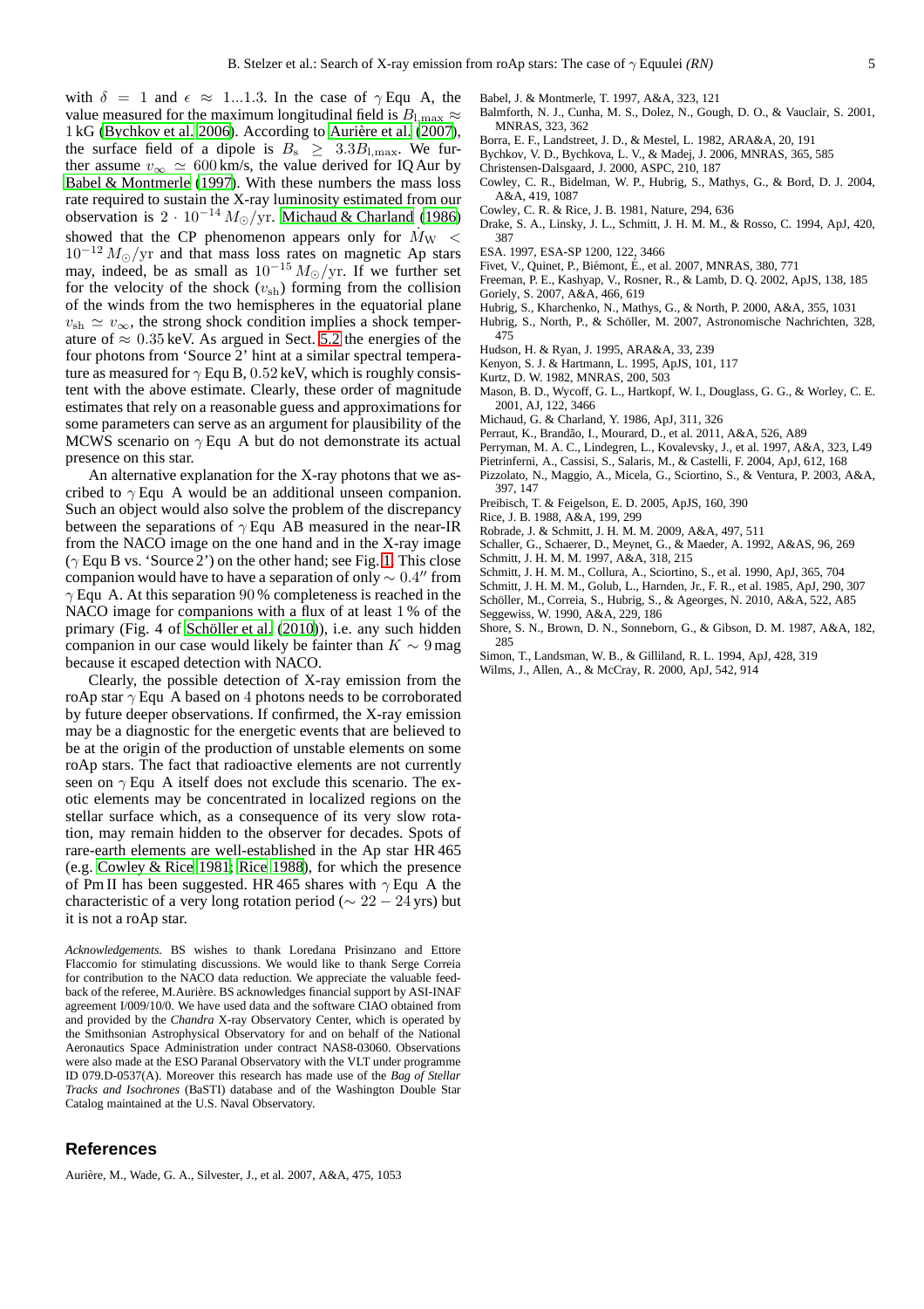with $\delta = 1$ and $\epsilon \approx 1...1.3$. In the case of $\gamma$ Equ A, the value measured for the maximum longitudinal field is $B_{\rm l,max} \approx 1$ kG (Bychkov et al. 2006). According to Aurière et al. (2007), the surface field of a dipole is $B_{\rm s} \geq 3.3 B_{\rm l,max}$. We further assume $v_\infty \simeq 600$ km/s, the value derived for IQ Aur by Babel & Montmerle (1997). With these numbers the mass loss rate required to sustain the X-ray luminosity estimated from our observation is $2 \cdot 10^{-14}\,M_\odot/{\rm yr}$. Michaud & Charland (1986) showed that the CP phenomenon appears only for $\dot{M}_{\rm W} < 10^{-12}\,M_\odot/{\rm yr}$ and that mass loss rates on magnetic Ap stars may, indeed, be as small as $10^{-15}\,M_\odot/{\rm yr}$. If we further set for the velocity of the shock ($v_{\rm sh}$) forming from the collision of the winds from the two hemispheres in the equatorial plane $v_{\rm sh} \simeq v_\infty$, the strong shock condition implies a shock temperature of $\approx 0.35$ keV. As argued in Sect. 5.2 the energies of the four photons from 'Source 2' hint at a similar spectral temperature as measured for $\gamma$ Equ B, $0.52$ keV, which is roughly consistent with the above estimate. Clearly, these order of magnitude estimates that rely on a reasonable guess and approximations for some parameters can serve as an argument for plausibility of the MCWS scenario on $\gamma$ Equ A but do not demonstrate its actual presence on this star.

An alternative explanation for the X-ray photons that we ascribed to $\gamma$ Equ A would be an additional unseen companion. Such an object would also solve the problem of the discrepancy between the separations of $\gamma$ Equ AB measured in the near-IR from the NACO image on the one hand and in the X-ray image ($\gamma$ Equ B vs. 'Source 2') on the other hand; see Fig. 1. This close companion would have to have a separation of only $\sim 0.4''$ from $\gamma$ Equ A. At this separation 90 % completeness is reached in the NACO image for companions with a flux of at least 1 % of the primary (Fig. 4 of Schöller et al. (2010)), i.e. any such hidden companion in our case would likely be fainter than $K \sim 9$ mag because it escaped detection with NACO.

Clearly, the possible detection of X-ray emission from the roAp star $\gamma$ Equ A based on 4 photons needs to be corroborated by future deeper observations. If confirmed, the X-ray emission may be a diagnostic for the energetic events that are believed to be at the origin of the production of unstable elements on some roAp stars. The fact that radioactive elements are not currently seen on $\gamma$ Equ A itself does not exclude this scenario. The exotic elements may be concentrated in localized regions on the stellar surface which, as a consequence of its very slow rotation, may remain hidden to the observer for decades. Spots of rare-earth elements are well-established in the Ap star HR 465 (e.g. Cowley & Rice 1981; Rice 1988), for which the presence of Pm II has been suggested. HR 465 shares with $\gamma$ Equ A the characteristic of a very long rotation period ($\sim 22 - 24$ yrs) but it is not a roAp star.

*Acknowledgements.* BS wishes to thank Loredana Prisinzano and Ettore Flaccomio for stimulating discussions. We would like to thank Serge Correia for contribution to the NACO data reduction. We appreciate the valuable feedback of the referee, M.Aurière. BS acknowledges financial support by ASI-INAF agreement I/009/10/0. We have used data and the software CIAO obtained from and provided by the *Chandra* X-ray Observatory Center, which is operated by the Smithsonian Astrophysical Observatory for and on behalf of the National Aeronautics Space Administration under contract NAS8-03060. Observations were also made at the ESO Paranal Observatory with the VLT under programme ID 079.D-0537(A). Moreover this research has made use of the *Bag of Stellar Tracks and Isochrones* (BaSTI) database and of the Washington Double Star Catalog maintained at the U.S. Naval Observatory.

## References

Aurière, M., Wade, G. A., Silvester, J., et al. 2007, A&A, 475, 1053
Babel, J. & Montmerle, T. 1997, A&A, 323, 121
Balmforth, N. J., Cunha, M. S., Dolez, N., Gough, D. O., & Vauclair, S. 2001, MNRAS, 323, 362
Borra, E. F., Landstreet, J. D., & Mestel, L. 1982, ARA&A, 20, 191
Bychkov, V. D., Bychkova, L. V., & Madej, J. 2006, MNRAS, 365, 585
Christensen-Dalsgaard, J. 2000, ASPC, 210, 187
Cowley, C. R., Bidelman, W. P., Hubrig, S., Mathys, G., & Bord, D. J. 2004, A&A, 419, 1087
Cowley, C. R. & Rice, J. B. 1981, Nature, 294, 636
Drake, S. A., Linsky, J. L., Schmitt, J. H. M. M., & Rosso, C. 1994, ApJ, 420, 387
ESA. 1997, ESA-SP 1200, 122, 3466
Fivet, V., Quinet, P., Biémont, É., et al. 2007, MNRAS, 380, 771
Freeman, P. E., Kashyap, V., Rosner, R., & Lamb, D. Q. 2002, ApJS, 138, 185
Goriely, S. 2007, A&A, 466, 619
Hubrig, S., Kharchenko, N., Mathys, G., & North, P. 2000, A&A, 355, 1031
Hubrig, S., North, P., & Schöller, M. 2007, Astronomische Nachrichten, 328, 475
Hudson, H. & Ryan, J. 1995, ARA&A, 33, 239
Kenyon, S. J. & Hartmann, L. 1995, ApJS, 101, 117
Kurtz, D. W. 1982, MNRAS, 200, 503
Mason, B. D., Wycoff, G. L., Hartkopf, W. I., Douglass, G. G., & Worley, C. E. 2001, AJ, 122, 3466
Michaud, G. & Charland, Y. 1986, ApJ, 311, 326
Perraut, K., Brandão, I., Mourard, D., et al. 2011, A&A, 526, A89
Perryman, M. A. C., Lindegren, L., Kovalevsky, J., et al. 1997, A&A, 323, L49
Pietrinferni, A., Cassisi, S., Salaris, M., & Castelli, F. 2004, ApJ, 612, 168
Pizzolato, N., Maggio, A., Micela, G., Sciortino, S., & Ventura, P. 2003, A&A, 397, 147
Preibisch, T. & Feigelson, E. D. 2005, ApJS, 160, 390
Rice, J. B. 1988, A&A, 199, 299
Robrade, J. & Schmitt, J. H. M. M. 2009, A&A, 497, 511
Schaller, G., Schaerer, D., Meynet, G., & Maeder, A. 1992, A&AS, 96, 269
Schmitt, J. H. M. M. 1997, A&A, 318, 215
Schmitt, J. H. M. M., Collura, A., Sciortino, S., et al. 1990, ApJ, 365, 704
Schmitt, J. H. M. M., Golub, L., Harnden, Jr., F. R., et al. 1985, ApJ, 290, 307
Schöller, M., Correia, S., Hubrig, S., & Ageorges, N. 2010, A&A, 522, A85
Seggewiss, W. 1990, A&A, 229, 186
Shore, S. N., Brown, D. N., Sonneborn, G., & Gibson, D. M. 1987, A&A, 182, 285
Simon, T., Landsman, W. B., & Gilliland, R. L. 1994, ApJ, 428, 319
Wilms, J., Allen, A., & McCray, R. 2000, ApJ, 542, 914